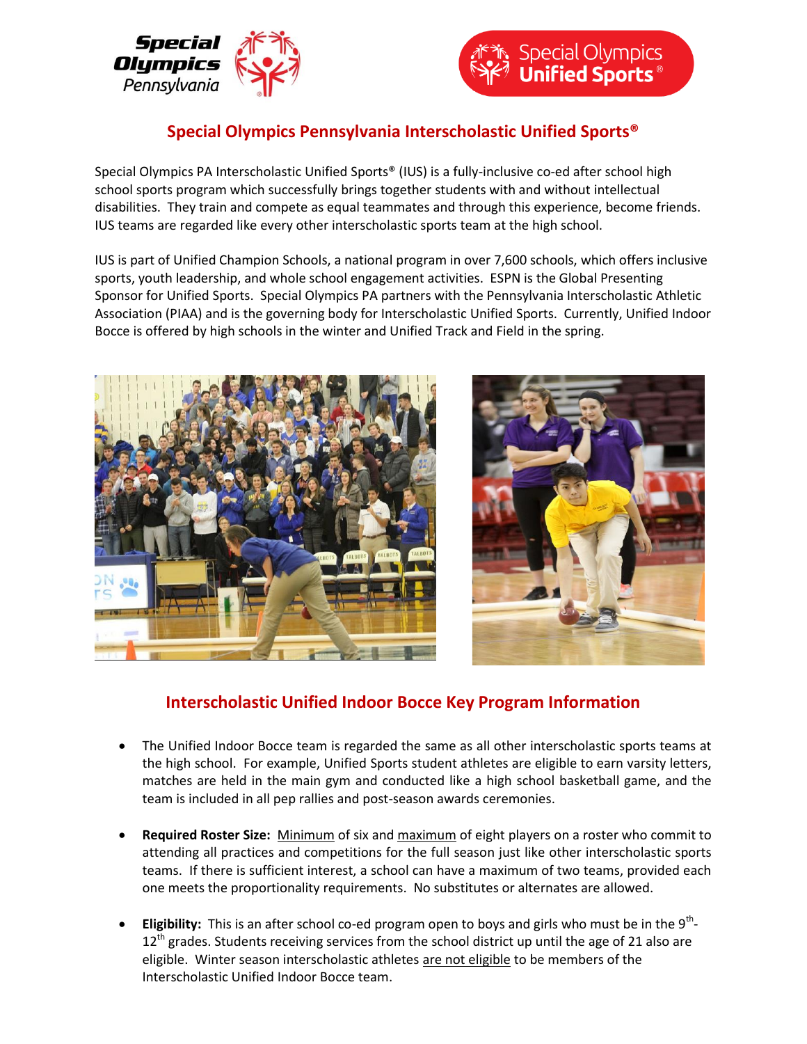# Special Olympics Pennsylvania Interscholastic Unified Sports®

Special Olympics PA Interscholastic Unified Sports® (IUS) is a fully-inclusive co-ed after school high school sports program which successfully brings together students with and without intellectual disabilities. They train and compete as equal teammates and through this experience, become friends. IUS teams are regarded like every other interscholastic sports team at the high school.

IUS is part of Unified Champion Schools, a national program in over 7,600 schools, which offers inclusive sports, youth leadership, and whole school engagement activities. ESPN is the Global Presenting Sponsor for Unified Sports. Special Olympics PA partners with the Pennsylvania Interscholastic Athletic Association (PIAA) and is the governing body for Interscholastic Unified Sports. Currently, Unified Indoor Bocce is offered by high schools in the winter and Unified Track and Field in the spring.

## Interscholastic Unified Indoor Bocce Key Program Information

- The Unified Indoor Bocce team is regarded the same as all other interscholastic sports teams at the high school. For example, Unified Sports student athletes are eligible to earn varsity letters, matches are held in the main gym and conducted like a high school basketball game, and the team is included in all pep rallies and post-season awards ceremonies.

- **Required Roster Size:** Minimum of six and maximum of eight players on a roster who commit to attending all practices and competitions for the full season just like other interscholastic sports teams. If there is sufficient interest, a school can have a maximum of two teams, provided each one meets the proportionality requirements. No substitutes or alternates are allowed.

- **Eligibility:** This is an after school co-ed program open to boys and girls who must be in the 9th-12th grades. Students receiving services from the school district up until the age of 21 also are eligible. Winter season interscholastic athletes are not eligible to be members of the Interscholastic Unified Indoor Bocce team.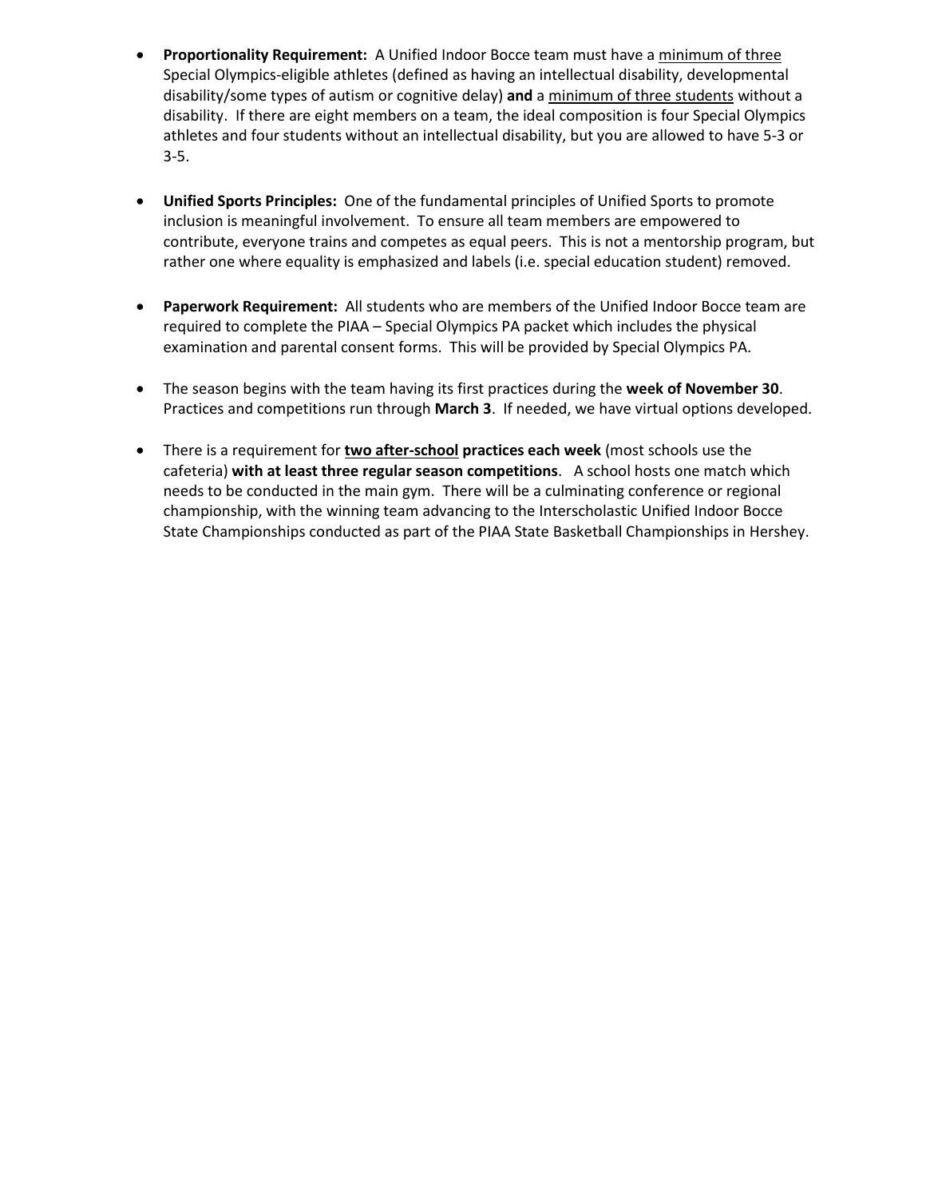- **Proportionality Requirement:** A Unified Indoor Bocce team must have a <u>minimum of three</u> Special Olympics-eligible athletes (defined as having an intellectual disability, developmental disability/some types of autism or cognitive delay) **and** a <u>minimum of three students</u> without a disability. If there are eight members on a team, the ideal composition is four Special Olympics athletes and four students without an intellectual disability, but you are allowed to have 5-3 or 3-5.

- **Unified Sports Principles:** One of the fundamental principles of Unified Sports to promote inclusion is meaningful involvement. To ensure all team members are empowered to contribute, everyone trains and competes as equal peers. This is not a mentorship program, but rather one where equality is emphasized and labels (i.e. special education student) removed.

- **Paperwork Requirement:** All students who are members of the Unified Indoor Bocce team are required to complete the PIAA – Special Olympics PA packet which includes the physical examination and parental consent forms. This will be provided by Special Olympics PA.

- The season begins with the team having its first practices during the **week of November 30**. Practices and competitions run through **March 3**. If needed, we have virtual options developed.

- There is a requirement for **<u>two after-school</u> practices each week** (most schools use the cafeteria) **with at least three regular season competitions**. A school hosts one match which needs to be conducted in the main gym. There will be a culminating conference or regional championship, with the winning team advancing to the Interscholastic Unified Indoor Bocce State Championships conducted as part of the PIAA State Basketball Championships in Hershey.